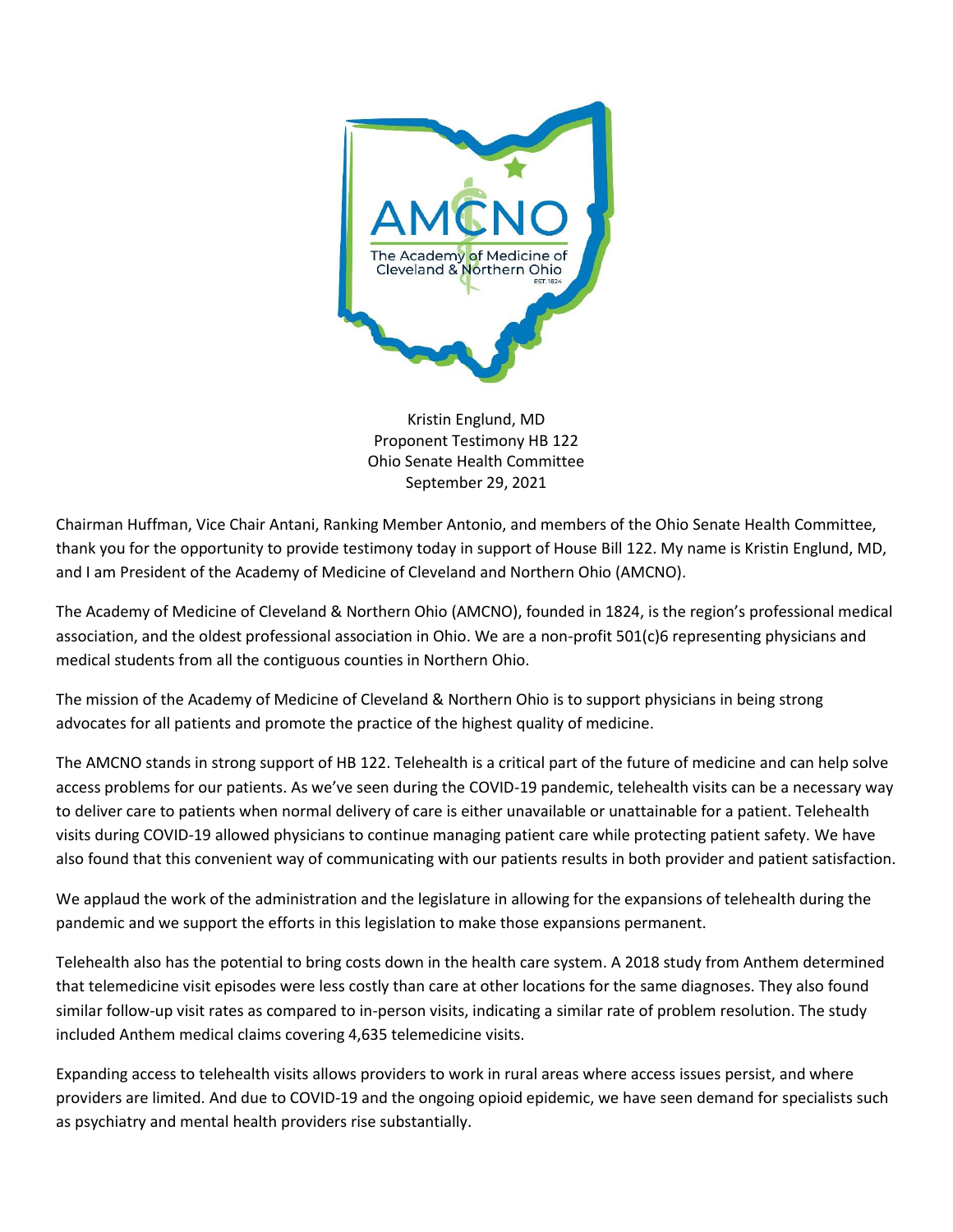AMCNO
The Academy of Medicine of Cleveland & Northern Ohio
EST. 1824

Kristin Englund, MD
Proponent Testimony HB 122
Ohio Senate Health Committee
September 29, 2021

Chairman Huffman, Vice Chair Antani, Ranking Member Antonio, and members of the Ohio Senate Health Committee, thank you for the opportunity to provide testimony today in support of House Bill 122. My name is Kristin Englund, MD, and I am President of the Academy of Medicine of Cleveland and Northern Ohio (AMCNO).

The Academy of Medicine of Cleveland & Northern Ohio (AMCNO), founded in 1824, is the region's professional medical association, and the oldest professional association in Ohio. We are a non-profit 501(c)6 representing physicians and medical students from all the contiguous counties in Northern Ohio.

The mission of the Academy of Medicine of Cleveland & Northern Ohio is to support physicians in being strong advocates for all patients and promote the practice of the highest quality of medicine.

The AMCNO stands in strong support of HB 122. Telehealth is a critical part of the future of medicine and can help solve access problems for our patients. As we've seen during the COVID-19 pandemic, telehealth visits can be a necessary way to deliver care to patients when normal delivery of care is either unavailable or unattainable for a patient. Telehealth visits during COVID-19 allowed physicians to continue managing patient care while protecting patient safety. We have also found that this convenient way of communicating with our patients results in both provider and patient satisfaction.

We applaud the work of the administration and the legislature in allowing for the expansions of telehealth during the pandemic and we support the efforts in this legislation to make those expansions permanent.

Telehealth also has the potential to bring costs down in the health care system. A 2018 study from Anthem determined that telemedicine visit episodes were less costly than care at other locations for the same diagnoses. They also found similar follow-up visit rates as compared to in-person visits, indicating a similar rate of problem resolution. The study included Anthem medical claims covering 4,635 telemedicine visits.

Expanding access to telehealth visits allows providers to work in rural areas where access issues persist, and where providers are limited. And due to COVID-19 and the ongoing opioid epidemic, we have seen demand for specialists such as psychiatry and mental health providers rise substantially.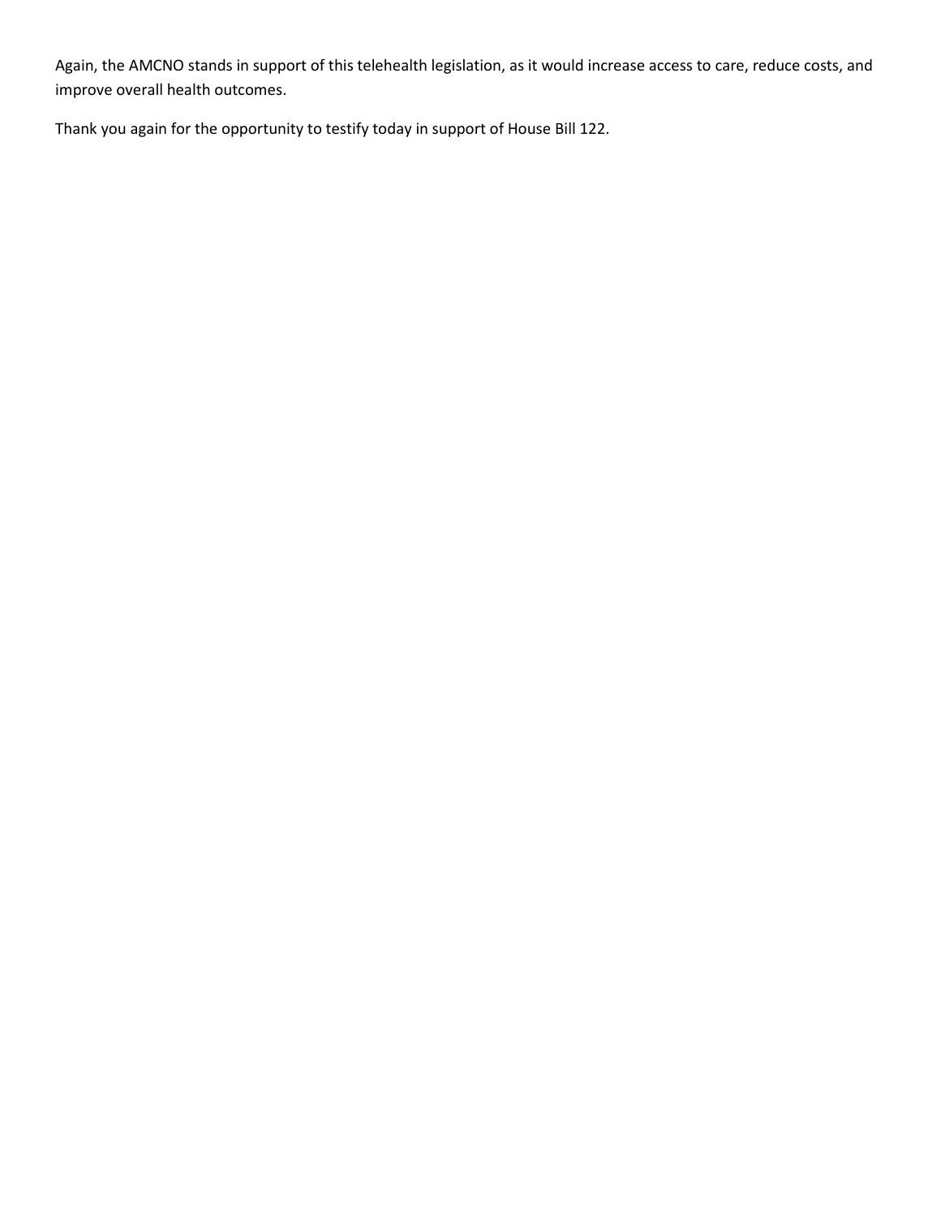Again, the AMCNO stands in support of this telehealth legislation, as it would increase access to care, reduce costs, and improve overall health outcomes.

Thank you again for the opportunity to testify today in support of House Bill 122.